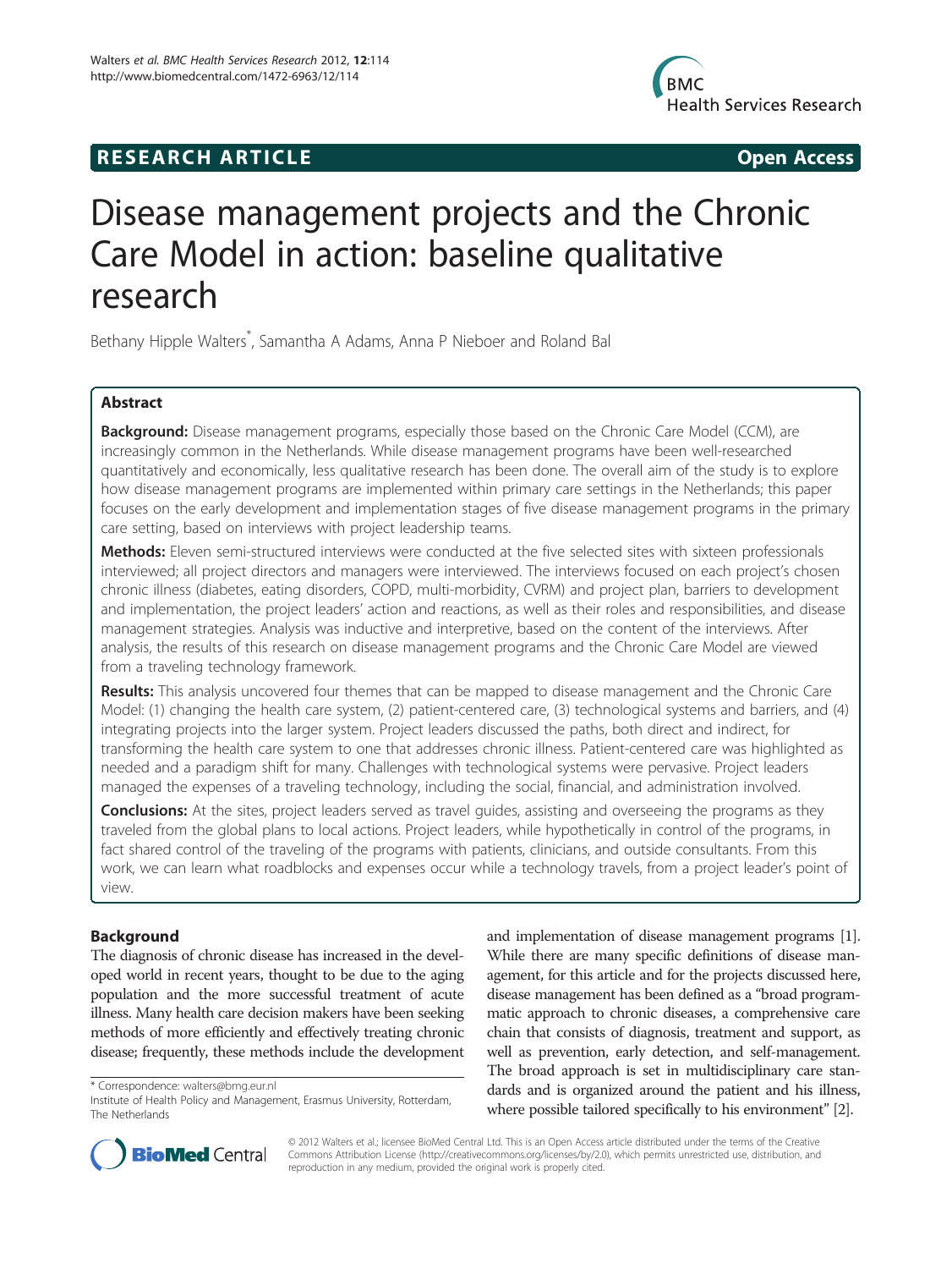**RESEARCH ARTICLE** **Open Access**

# Disease management projects and the Chronic Care Model in action: baseline qualitative research

Bethany Hipple Walters[*], Samantha A Adams, Anna P Nieboer and Roland Bal

## Abstract

**Background:** Disease management programs, especially those based on the Chronic Care Model (CCM), are increasingly common in the Netherlands. While disease management programs have been well-researched quantitatively and economically, less qualitative research has been done. The overall aim of the study is to explore how disease management programs are implemented within primary care settings in the Netherlands; this paper focuses on the early development and implementation stages of five disease management programs in the primary care setting, based on interviews with project leadership teams.

**Methods:** Eleven semi-structured interviews were conducted at the five selected sites with sixteen professionals interviewed; all project directors and managers were interviewed. The interviews focused on each project's chosen chronic illness (diabetes, eating disorders, COPD, multi-morbidity, CVRM) and project plan, barriers to development and implementation, the project leaders' action and reactions, as well as their roles and responsibilities, and disease management strategies. Analysis was inductive and interpretive, based on the content of the interviews. After analysis, the results of this research on disease management programs and the Chronic Care Model are viewed from a traveling technology framework.

**Results:** This analysis uncovered four themes that can be mapped to disease management and the Chronic Care Model: (1) changing the health care system, (2) patient-centered care, (3) technological systems and barriers, and (4) integrating projects into the larger system. Project leaders discussed the paths, both direct and indirect, for transforming the health care system to one that addresses chronic illness. Patient-centered care was highlighted as needed and a paradigm shift for many. Challenges with technological systems were pervasive. Project leaders managed the expenses of a traveling technology, including the social, financial, and administration involved.

**Conclusions:** At the sites, project leaders served as travel guides, assisting and overseeing the programs as they traveled from the global plans to local actions. Project leaders, while hypothetically in control of the programs, in fact shared control of the traveling of the programs with patients, clinicians, and outside consultants. From this work, we can learn what roadblocks and expenses occur while a technology travels, from a project leader's point of view.

## Background

The diagnosis of chronic disease has increased in the developed world in recent years, thought to be due to the aging population and the more successful treatment of acute illness. Many health care decision makers have been seeking methods of more efficiently and effectively treating chronic disease; frequently, these methods include the development and implementation of disease management programs [1]. While there are many specific definitions of disease management, for this article and for the projects discussed here, disease management has been defined as a "broad programmatic approach to chronic diseases, a comprehensive care chain that consists of diagnosis, treatment and support, as well as prevention, early detection, and self-management. The broad approach is set in multidisciplinary care standards and is organized around the patient and his illness, where possible tailored specifically to his environment" [2].

[*] Correspondence: walters@bmg.eur.nl
Institute of Health Policy and Management, Erasmus University, Rotterdam, The Netherlands

© 2012 Walters et al.; licensee BioMed Central Ltd. This is an Open Access article distributed under the terms of the Creative Commons Attribution License (http://creativecommons.org/licenses/by/2.0), which permits unrestricted use, distribution, and reproduction in any medium, provided the original work is properly cited.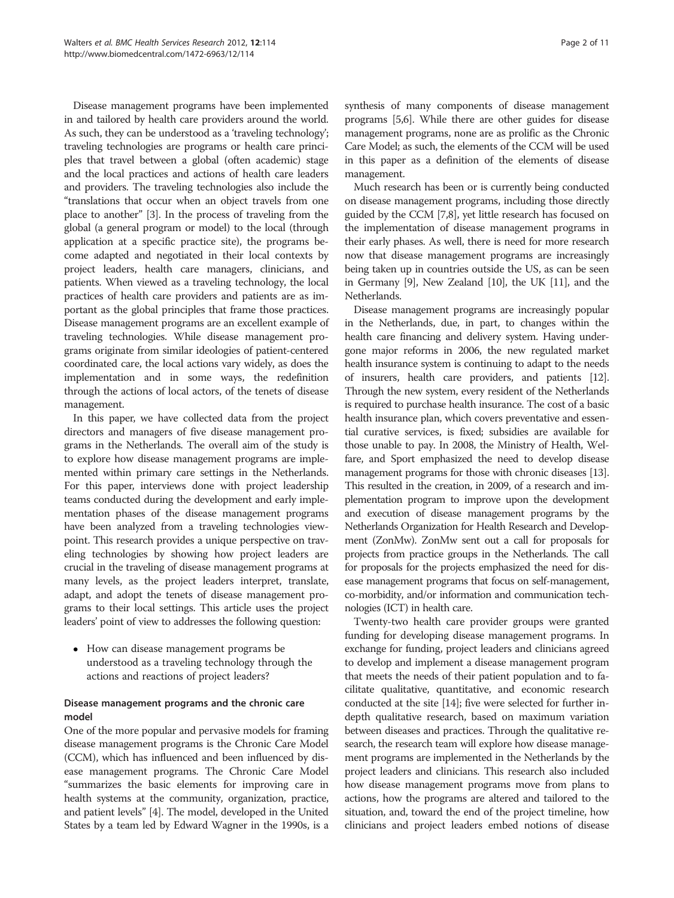Disease management programs have been implemented in and tailored by health care providers around the world. As such, they can be understood as a 'traveling technology'; traveling technologies are programs or health care principles that travel between a global (often academic) stage and the local practices and actions of health care leaders and providers. The traveling technologies also include the "translations that occur when an object travels from one place to another" [3]. In the process of traveling from the global (a general program or model) to the local (through application at a specific practice site), the programs become adapted and negotiated in their local contexts by project leaders, health care managers, clinicians, and patients. When viewed as a traveling technology, the local practices of health care providers and patients are as important as the global principles that frame those practices. Disease management programs are an excellent example of traveling technologies. While disease management programs originate from similar ideologies of patient-centered coordinated care, the local actions vary widely, as does the implementation and in some ways, the redefinition through the actions of local actors, of the tenets of disease management.

In this paper, we have collected data from the project directors and managers of five disease management programs in the Netherlands. The overall aim of the study is to explore how disease management programs are implemented within primary care settings in the Netherlands. For this paper, interviews done with project leadership teams conducted during the development and early implementation phases of the disease management programs have been analyzed from a traveling technologies viewpoint. This research provides a unique perspective on traveling technologies by showing how project leaders are crucial in the traveling of disease management programs at many levels, as the project leaders interpret, translate, adapt, and adopt the tenets of disease management programs to their local settings. This article uses the project leaders' point of view to addresses the following question:

- How can disease management programs be understood as a traveling technology through the actions and reactions of project leaders?

## Disease management programs and the chronic care model

One of the more popular and pervasive models for framing disease management programs is the Chronic Care Model (CCM), which has influenced and been influenced by disease management programs. The Chronic Care Model "summarizes the basic elements for improving care in health systems at the community, organization, practice, and patient levels" [4]. The model, developed in the United States by a team led by Edward Wagner in the 1990s, is a synthesis of many components of disease management programs [5,6]. While there are other guides for disease management programs, none are as prolific as the Chronic Care Model; as such, the elements of the CCM will be used in this paper as a definition of the elements of disease management.

Much research has been or is currently being conducted on disease management programs, including those directly guided by the CCM [7,8], yet little research has focused on the implementation of disease management programs in their early phases. As well, there is need for more research now that disease management programs are increasingly being taken up in countries outside the US, as can be seen in Germany [9], New Zealand [10], the UK [11], and the Netherlands.

Disease management programs are increasingly popular in the Netherlands, due, in part, to changes within the health care financing and delivery system. Having undergone major reforms in 2006, the new regulated market health insurance system is continuing to adapt to the needs of insurers, health care providers, and patients [12]. Through the new system, every resident of the Netherlands is required to purchase health insurance. The cost of a basic health insurance plan, which covers preventative and essential curative services, is fixed; subsidies are available for those unable to pay. In 2008, the Ministry of Health, Welfare, and Sport emphasized the need to develop disease management programs for those with chronic diseases [13]. This resulted in the creation, in 2009, of a research and implementation program to improve upon the development and execution of disease management programs by the Netherlands Organization for Health Research and Development (ZonMw). ZonMw sent out a call for proposals for projects from practice groups in the Netherlands. The call for proposals for the projects emphasized the need for disease management programs that focus on self-management, co-morbidity, and/or information and communication technologies (ICT) in health care.

Twenty-two health care provider groups were granted funding for developing disease management programs. In exchange for funding, project leaders and clinicians agreed to develop and implement a disease management program that meets the needs of their patient population and to facilitate qualitative, quantitative, and economic research conducted at the site [14]; five were selected for further in-depth qualitative research, based on maximum variation between diseases and practices. Through the qualitative research, the research team will explore how disease management programs are implemented in the Netherlands by the project leaders and clinicians. This research also included how disease management programs move from plans to actions, how the programs are altered and tailored to the situation, and, toward the end of the project timeline, how clinicians and project leaders embed notions of disease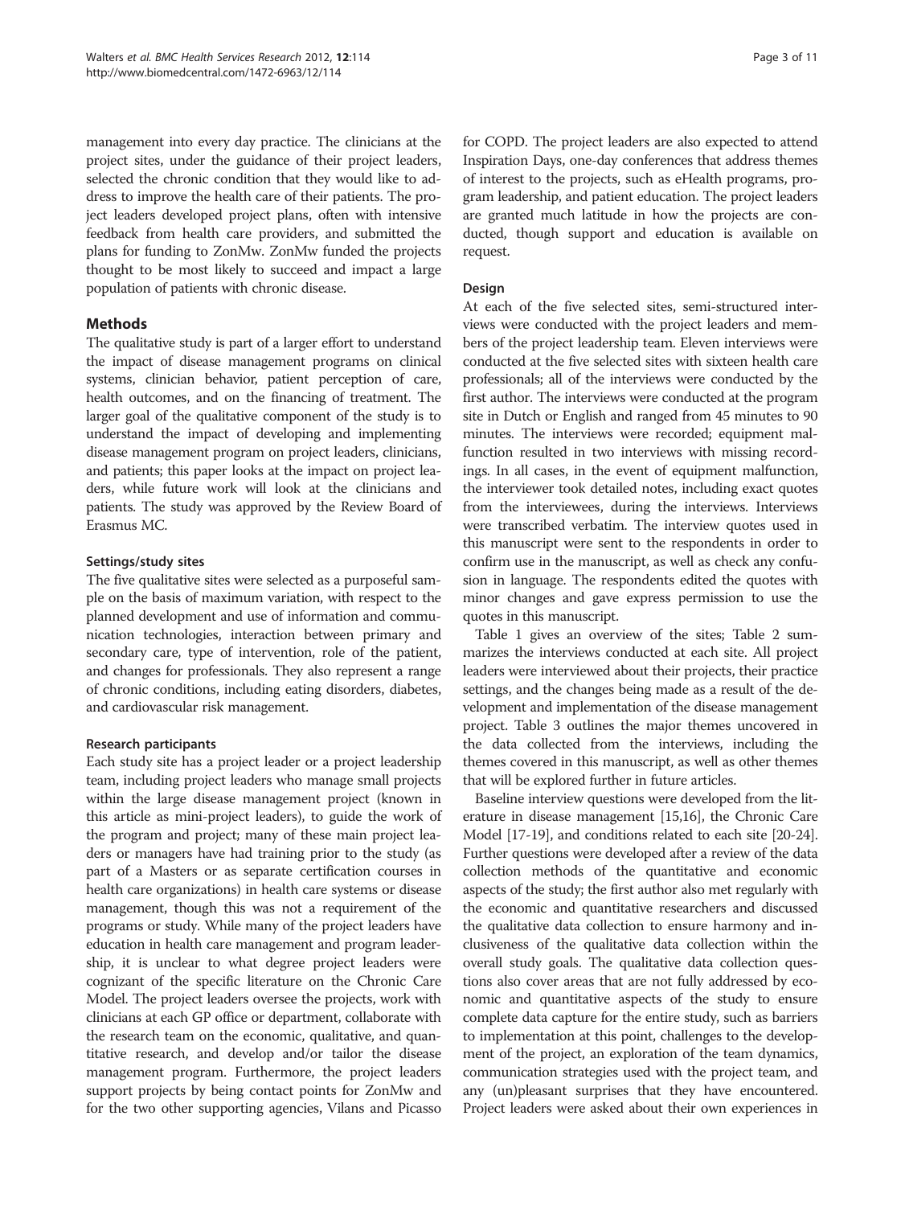management into every day practice. The clinicians at the project sites, under the guidance of their project leaders, selected the chronic condition that they would like to address to improve the health care of their patients. The project leaders developed project plans, often with intensive feedback from health care providers, and submitted the plans for funding to ZonMw. ZonMw funded the projects thought to be most likely to succeed and impact a large population of patients with chronic disease.

## Methods

The qualitative study is part of a larger effort to understand the impact of disease management programs on clinical systems, clinician behavior, patient perception of care, health outcomes, and on the financing of treatment. The larger goal of the qualitative component of the study is to understand the impact of developing and implementing disease management program on project leaders, clinicians, and patients; this paper looks at the impact on project leaders, while future work will look at the clinicians and patients. The study was approved by the Review Board of Erasmus MC.

### Settings/study sites

The five qualitative sites were selected as a purposeful sample on the basis of maximum variation, with respect to the planned development and use of information and communication technologies, interaction between primary and secondary care, type of intervention, role of the patient, and changes for professionals. They also represent a range of chronic conditions, including eating disorders, diabetes, and cardiovascular risk management.

### Research participants

Each study site has a project leader or a project leadership team, including project leaders who manage small projects within the large disease management project (known in this article as mini-project leaders), to guide the work of the program and project; many of these main project leaders or managers have had training prior to the study (as part of a Masters or as separate certification courses in health care organizations) in health care systems or disease management, though this was not a requirement of the programs or study. While many of the project leaders have education in health care management and program leadership, it is unclear to what degree project leaders were cognizant of the specific literature on the Chronic Care Model. The project leaders oversee the projects, work with clinicians at each GP office or department, collaborate with the research team on the economic, qualitative, and quantitative research, and develop and/or tailor the disease management program. Furthermore, the project leaders support projects by being contact points for ZonMw and for the two other supporting agencies, Vilans and Picasso for COPD. The project leaders are also expected to attend Inspiration Days, one-day conferences that address themes of interest to the projects, such as eHealth programs, program leadership, and patient education. The project leaders are granted much latitude in how the projects are conducted, though support and education is available on request.

### Design

At each of the five selected sites, semi-structured interviews were conducted with the project leaders and members of the project leadership team. Eleven interviews were conducted at the five selected sites with sixteen health care professionals; all of the interviews were conducted by the first author. The interviews were conducted at the program site in Dutch or English and ranged from 45 minutes to 90 minutes. The interviews were recorded; equipment malfunction resulted in two interviews with missing recordings. In all cases, in the event of equipment malfunction, the interviewer took detailed notes, including exact quotes from the interviewees, during the interviews. Interviews were transcribed verbatim. The interview quotes used in this manuscript were sent to the respondents in order to confirm use in the manuscript, as well as check any confusion in language. The respondents edited the quotes with minor changes and gave express permission to use the quotes in this manuscript.

Table 1 gives an overview of the sites; Table 2 summarizes the interviews conducted at each site. All project leaders were interviewed about their projects, their practice settings, and the changes being made as a result of the development and implementation of the disease management project. Table 3 outlines the major themes uncovered in the data collected from the interviews, including the themes covered in this manuscript, as well as other themes that will be explored further in future articles.

Baseline interview questions were developed from the literature in disease management [15,16], the Chronic Care Model [17-19], and conditions related to each site [20-24]. Further questions were developed after a review of the data collection methods of the quantitative and economic aspects of the study; the first author also met regularly with the economic and quantitative researchers and discussed the qualitative data collection to ensure harmony and inclusiveness of the qualitative data collection within the overall study goals. The qualitative data collection questions also cover areas that are not fully addressed by economic and quantitative aspects of the study to ensure complete data capture for the entire study, such as barriers to implementation at this point, challenges to the development of the project, an exploration of the team dynamics, communication strategies used with the project team, and any (un)pleasant surprises that they have encountered. Project leaders were asked about their own experiences in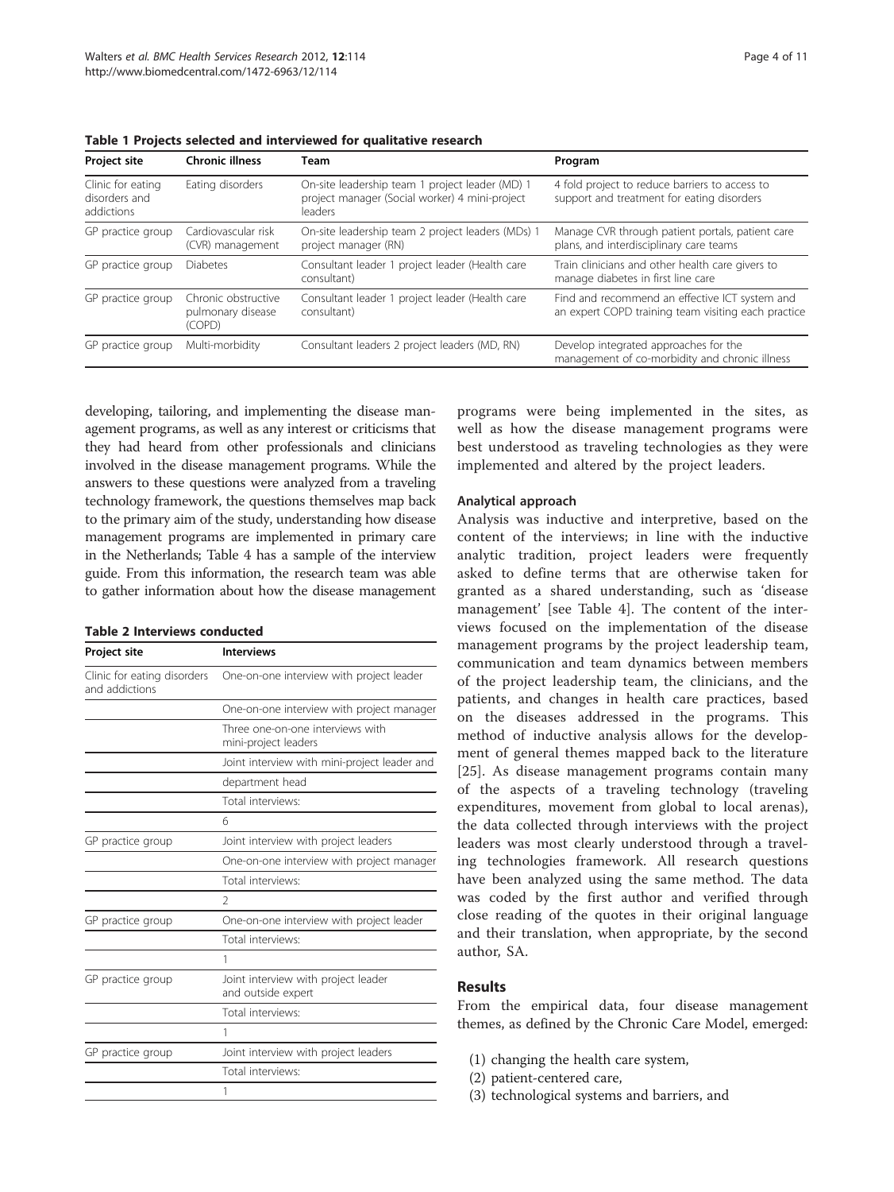**Table 1 Projects selected and interviewed for qualitative research**

| Project site | Chronic illness | Team | Program |
|---|---|---|---|
| Clinic for eating disorders and addictions | Eating disorders | On-site leadership team 1 project leader (MD) 1 project manager (Social worker) 4 mini-project leaders | 4 fold project to reduce barriers to access to support and treatment for eating disorders |
| GP practice group | Cardiovascular risk (CVR) management | On-site leadership team 2 project leaders (MDs) 1 project manager (RN) | Manage CVR through patient portals, patient care plans, and interdisciplinary care teams |
| GP practice group | Diabetes | Consultant leader 1 project leader (Health care consultant) | Train clinicians and other health care givers to manage diabetes in first line care |
| GP practice group | Chronic obstructive pulmonary disease (COPD) | Consultant leader 1 project leader (Health care consultant) | Find and recommend an effective ICT system and an expert COPD training team visiting each practice |
| GP practice group | Multi-morbidity | Consultant leaders 2 project leaders (MD, RN) | Develop integrated approaches for the management of co-morbidity and chronic illness |

developing, tailoring, and implementing the disease management programs, as well as any interest or criticisms that they had heard from other professionals and clinicians involved in the disease management programs. While the answers to these questions were analyzed from a traveling technology framework, the questions themselves map back to the primary aim of the study, understanding how disease management programs are implemented in primary care in the Netherlands; Table 4 has a sample of the interview guide. From this information, the research team was able to gather information about how the disease management programs were being implemented in the sites, as well as how the disease management programs were best understood as traveling technologies as they were implemented and altered by the project leaders.

**Table 2 Interviews conducted**

| Project site | Interviews |
|---|---|
| Clinic for eating disorders and addictions | One-on-one interview with project leader |
| | One-on-one interview with project manager |
| | Three one-on-one interviews with mini-project leaders |
| | Joint interview with mini-project leader and |
| | department head |
| | Total interviews: |
| | 6 |
| GP practice group | Joint interview with project leaders |
| | One-on-one interview with project manager |
| | Total interviews: |
| | 2 |
| GP practice group | One-on-one interview with project leader |
| | Total interviews: |
| | 1 |
| GP practice group | Joint interview with project leader and outside expert |
| | Total interviews: |
| | 1 |
| GP practice group | Joint interview with project leaders |
| | Total interviews: |
| | 1 |

### Analytical approach

Analysis was inductive and interpretive, based on the content of the interviews; in line with the inductive analytic tradition, project leaders were frequently asked to define terms that are otherwise taken for granted as a shared understanding, such as 'disease management' [see Table 4]. The content of the interviews focused on the implementation of the disease management programs by the project leadership team, communication and team dynamics between members of the project leadership team, the clinicians, and the patients, and changes in health care practices, based on the diseases addressed in the programs. This method of inductive analysis allows for the development of general themes mapped back to the literature [25]. As disease management programs contain many of the aspects of a traveling technology (traveling expenditures, movement from global to local arenas), the data collected through interviews with the project leaders was most clearly understood through a traveling technologies framework. All research questions have been analyzed using the same method. The data was coded by the first author and verified through close reading of the quotes in their original language and their translation, when appropriate, by the second author, SA.

## Results

From the empirical data, four disease management themes, as defined by the Chronic Care Model, emerged:

(1) changing the health care system,
(2) patient-centered care,
(3) technological systems and barriers, and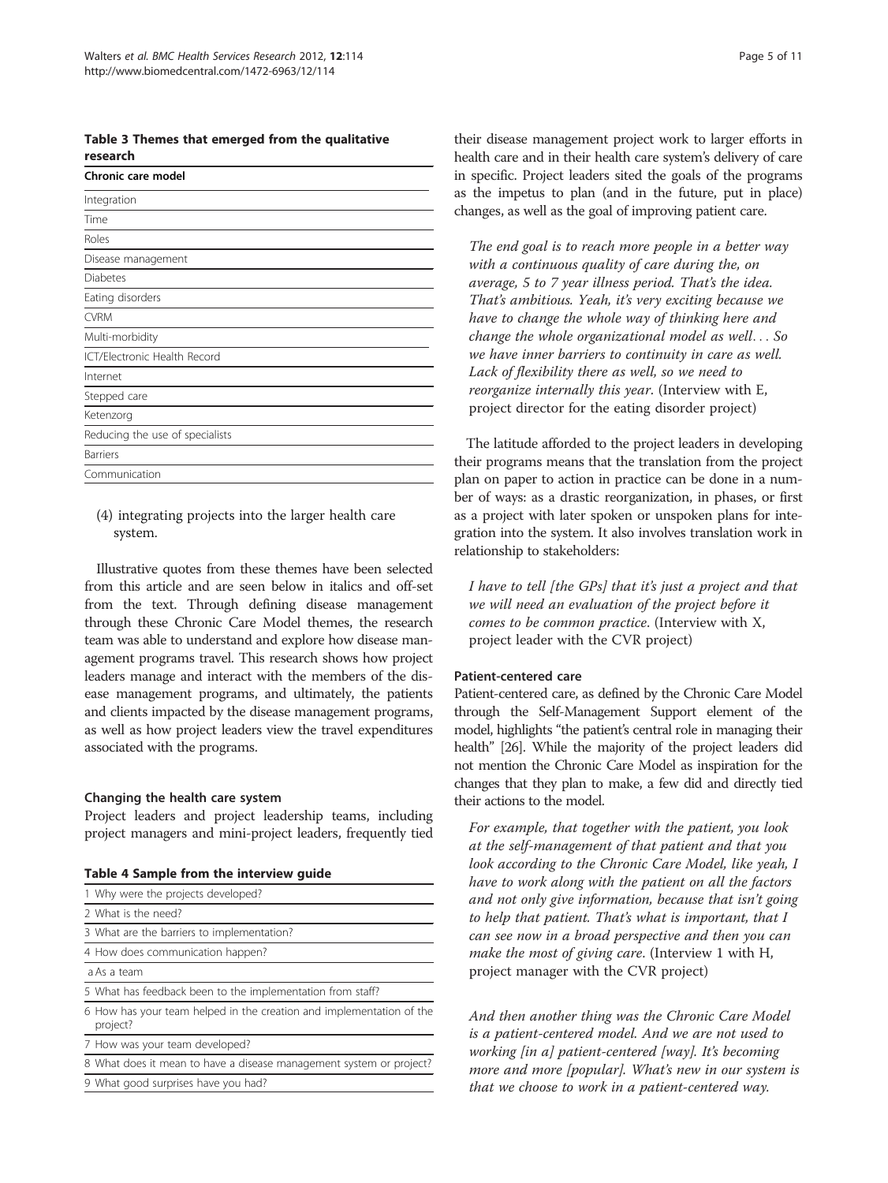**Table 3 Themes that emerged from the qualitative research**

| Chronic care model |
| --- |
| Integration |
| Time |
| Roles |
| Disease management |
| Diabetes |
| Eating disorders |
| CVRM |
| Multi-morbidity |
| ICT/Electronic Health Record |
| Internet |
| Stepped care |
| Ketenzorg |
| Reducing the use of specialists |
| Barriers |
| Communication |

(4) integrating projects into the larger health care system.

Illustrative quotes from these themes have been selected from this article and are seen below in italics and off-set from the text. Through defining disease management through these Chronic Care Model themes, the research team was able to understand and explore how disease management programs travel. This research shows how project leaders manage and interact with the members of the disease management programs, and ultimately, the patients and clients impacted by the disease management programs, as well as how project leaders view the travel expenditures associated with the programs.

### Changing the health care system

Project leaders and project leadership teams, including project managers and mini-project leaders, frequently tied their disease management project work to larger efforts in health care and in their health care system's delivery of care in specific. Project leaders sited the goals of the programs as the impetus to plan (and in the future, put in place) changes, as well as the goal of improving patient care.

> *The end goal is to reach more people in a better way with a continuous quality of care during the, on average, 5 to 7 year illness period. That's the idea. That's ambitious. Yeah, it's very exciting because we have to change the whole way of thinking here and change the whole organizational model as well… So we have inner barriers to continuity in care as well. Lack of flexibility there as well, so we need to reorganize internally this year*. (Interview with E, project director for the eating disorder project)

The latitude afforded to the project leaders in developing their programs means that the translation from the project plan on paper to action in practice can be done in a number of ways: as a drastic reorganization, in phases, or first as a project with later spoken or unspoken plans for integration into the system. It also involves translation work in relationship to stakeholders:

> *I have to tell [the GPs] that it's just a project and that we will need an evaluation of the project before it comes to be common practice*. (Interview with X, project leader with the CVR project)

### Patient-centered care

Patient-centered care, as defined by the Chronic Care Model through the Self-Management Support element of the model, highlights "the patient's central role in managing their health" [26]. While the majority of the project leaders did not mention the Chronic Care Model as inspiration for the changes that they plan to make, a few did and directly tied their actions to the model.

> *For example, that together with the patient, you look at the self-management of that patient and that you look according to the Chronic Care Model, like yeah, I have to work along with the patient on all the factors and not only give information, because that isn't going to help that patient. That's what is important, that I can see now in a broad perspective and then you can make the most of giving care*. (Interview 1 with H, project manager with the CVR project)

> *And then another thing was the Chronic Care Model is a patient-centered model. And we are not used to working [in a] patient-centered [way]. It's becoming more and more [popular]. What's new in our system is that we choose to work in a patient-centered way.*

**Table 4 Sample from the interview guide**

| |
| --- |
| 1 Why were the projects developed? |
| 2 What is the need? |
| 3 What are the barriers to implementation? |
| 4 How does communication happen? |
| a As a team |
| 5 What has feedback been to the implementation from staff? |
| 6 How has your team helped in the creation and implementation of the project? |
| 7 How was your team developed? |
| 8 What does it mean to have a disease management system or project? |
| 9 What good surprises have you had? |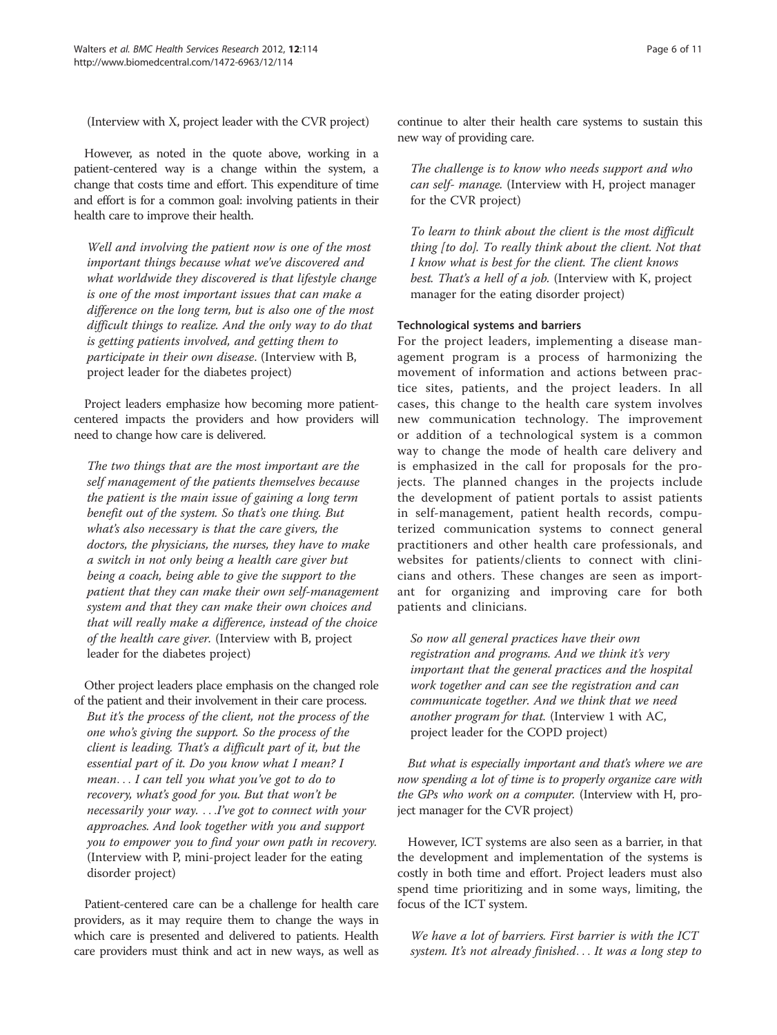(Interview with X, project leader with the CVR project)

However, as noted in the quote above, working in a patient-centered way is a change within the system, a change that costs time and effort. This expenditure of time and effort is for a common goal: involving patients in their health care to improve their health.

> *Well and involving the patient now is one of the most important things because what we've discovered and what worldwide they discovered is that lifestyle change is one of the most important issues that can make a difference on the long term, but is also one of the most difficult things to realize. And the only way to do that is getting patients involved, and getting them to participate in their own disease.* (Interview with B, project leader for the diabetes project)

Project leaders emphasize how becoming more patient-centered impacts the providers and how providers will need to change how care is delivered.

> *The two things that are the most important are the self management of the patients themselves because the patient is the main issue of gaining a long term benefit out of the system. So that's one thing. But what's also necessary is that the care givers, the doctors, the physicians, the nurses, they have to make a switch in not only being a health care giver but being a coach, being able to give the support to the patient that they can make their own self-management system and that they can make their own choices and that will really make a difference, instead of the choice of the health care giver.* (Interview with B, project leader for the diabetes project)

Other project leaders place emphasis on the changed role of the patient and their involvement in their care process.

> *But it's the process of the client, not the process of the one who's giving the support. So the process of the client is leading. That's a difficult part of it, but the essential part of it. Do you know what I mean? I mean... I can tell you what you've got to do to recovery, what's good for you. But that won't be necessarily your way. ...I've got to connect with your approaches. And look together with you and support you to empower you to find your own path in recovery.* (Interview with P, mini-project leader for the eating disorder project)

Patient-centered care can be a challenge for health care providers, as it may require them to change the ways in which care is presented and delivered to patients. Health care providers must think and act in new ways, as well as continue to alter their health care systems to sustain this new way of providing care.

> *The challenge is to know who needs support and who can self- manage.* (Interview with H, project manager for the CVR project)

> *To learn to think about the client is the most difficult thing [to do]. To really think about the client. Not that I know what is best for the client. The client knows best. That's a hell of a job.* (Interview with K, project manager for the eating disorder project)

#### Technological systems and barriers

For the project leaders, implementing a disease management program is a process of harmonizing the movement of information and actions between practice sites, patients, and the project leaders. In all cases, this change to the health care system involves new communication technology. The improvement or addition of a technological system is a common way to change the mode of health care delivery and is emphasized in the call for proposals for the projects. The planned changes in the projects include the development of patient portals to assist patients in self-management, patient health records, computerized communication systems to connect general practitioners and other health care professionals, and websites for patients/clients to connect with clinicians and others. These changes are seen as important for organizing and improving care for both patients and clinicians.

> *So now all general practices have their own registration and programs. And we think it's very important that the general practices and the hospital work together and can see the registration and can communicate together. And we think that we need another program for that.* (Interview 1 with AC, project leader for the COPD project)

> *But what is especially important and that's where we are now spending a lot of time is to properly organize care with the GPs who work on a computer.* (Interview with H, project manager for the CVR project)

However, ICT systems are also seen as a barrier, in that the development and implementation of the systems is costly in both time and effort. Project leaders must also spend time prioritizing and in some ways, limiting, the focus of the ICT system.

> *We have a lot of barriers. First barrier is with the ICT system. It's not already finished... It was a long step to*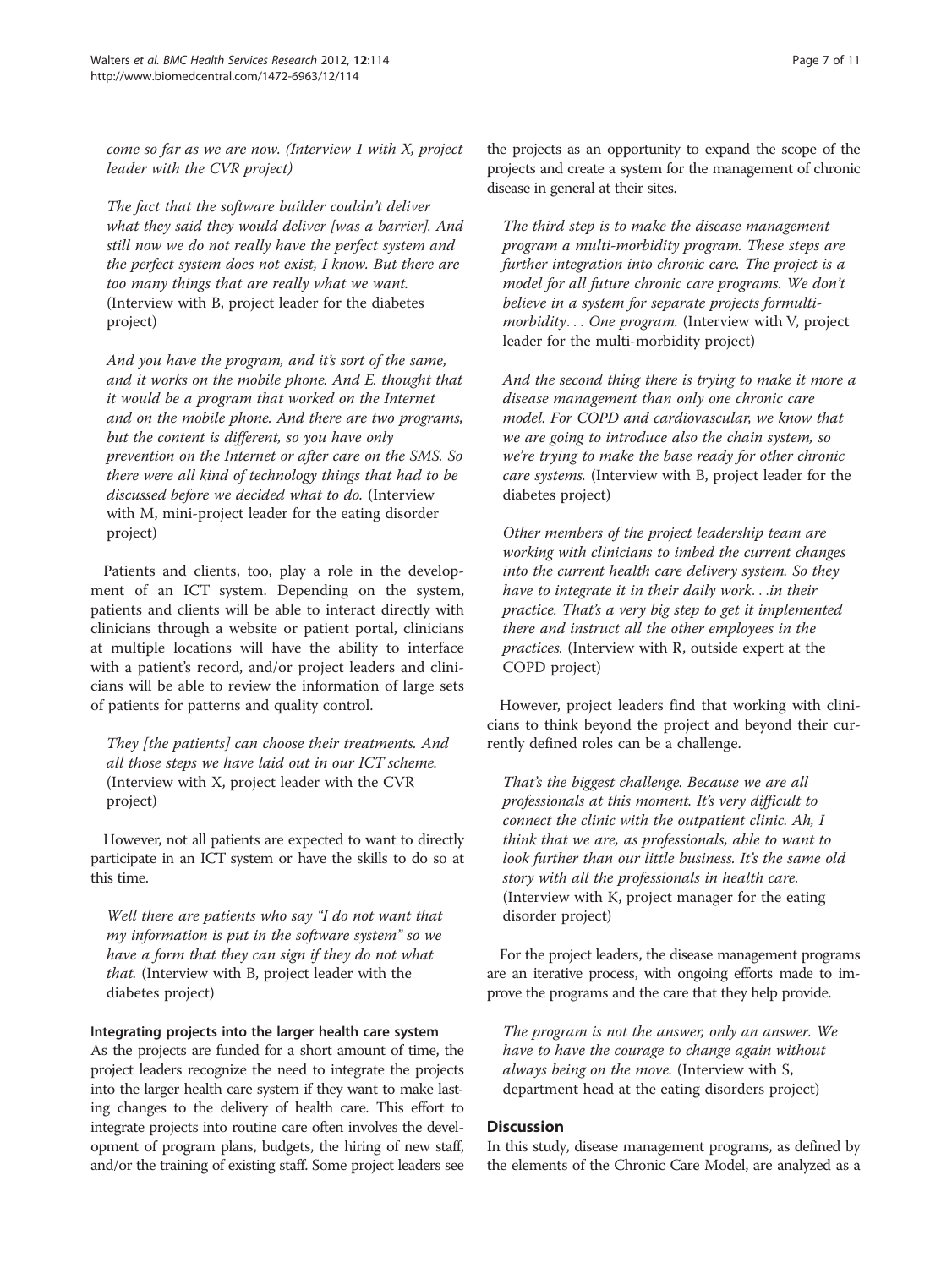*come so far as we are now.* (Interview 1 with X, project leader with the CVR project)

> *The fact that the software builder couldn't deliver what they said they would deliver [was a barrier]. And still now we do not really have the perfect system and the perfect system does not exist, I know. But there are too many things that are really what we want.* (Interview with B, project leader for the diabetes project)

> *And you have the program, and it's sort of the same, and it works on the mobile phone. And E. thought that it would be a program that worked on the Internet and on the mobile phone. And there are two programs, but the content is different, so you have only prevention on the Internet or after care on the SMS. So there were all kind of technology things that had to be discussed before we decided what to do.* (Interview with M, mini-project leader for the eating disorder project)

Patients and clients, too, play a role in the development of an ICT system. Depending on the system, patients and clients will be able to interact directly with clinicians through a website or patient portal, clinicians at multiple locations will have the ability to interface with a patient's record, and/or project leaders and clinicians will be able to review the information of large sets of patients for patterns and quality control.

> *They [the patients] can choose their treatments. And all those steps we have laid out in our ICT scheme.* (Interview with X, project leader with the CVR project)

However, not all patients are expected to want to directly participate in an ICT system or have the skills to do so at this time.

> *Well there are patients who say "I do not want that my information is put in the software system" so we have a form that they can sign if they do not what that.* (Interview with B, project leader with the diabetes project)

### Integrating projects into the larger health care system

As the projects are funded for a short amount of time, the project leaders recognize the need to integrate the projects into the larger health care system if they want to make lasting changes to the delivery of health care. This effort to integrate projects into routine care often involves the development of program plans, budgets, the hiring of new staff, and/or the training of existing staff. Some project leaders see the projects as an opportunity to expand the scope of the projects and create a system for the management of chronic disease in general at their sites.

> *The third step is to make the disease management program a multi-morbidity program. These steps are further integration into chronic care. The project is a model for all future chronic care programs. We don't believe in a system for separate projects formulti-morbidity… One program.* (Interview with V, project leader for the multi-morbidity project)

> *And the second thing there is trying to make it more a disease management than only one chronic care model. For COPD and cardiovascular, we know that we are going to introduce also the chain system, so we're trying to make the base ready for other chronic care systems.* (Interview with B, project leader for the diabetes project)

> *Other members of the project leadership team are working with clinicians to imbed the current changes into the current health care delivery system. So they have to integrate it in their daily work…in their practice. That's a very big step to get it implemented there and instruct all the other employees in the practices.* (Interview with R, outside expert at the COPD project)

However, project leaders find that working with clinicians to think beyond the project and beyond their currently defined roles can be a challenge.

> *That's the biggest challenge. Because we are all professionals at this moment. It's very difficult to connect the clinic with the outpatient clinic. Ah, I think that we are, as professionals, able to want to look further than our little business. It's the same old story with all the professionals in health care.* (Interview with K, project manager for the eating disorder project)

For the project leaders, the disease management programs are an iterative process, with ongoing efforts made to improve the programs and the care that they help provide.

> *The program is not the answer, only an answer. We have to have the courage to change again without always being on the move.* (Interview with S, department head at the eating disorders project)

## Discussion

In this study, disease management programs, as defined by the elements of the Chronic Care Model, are analyzed as a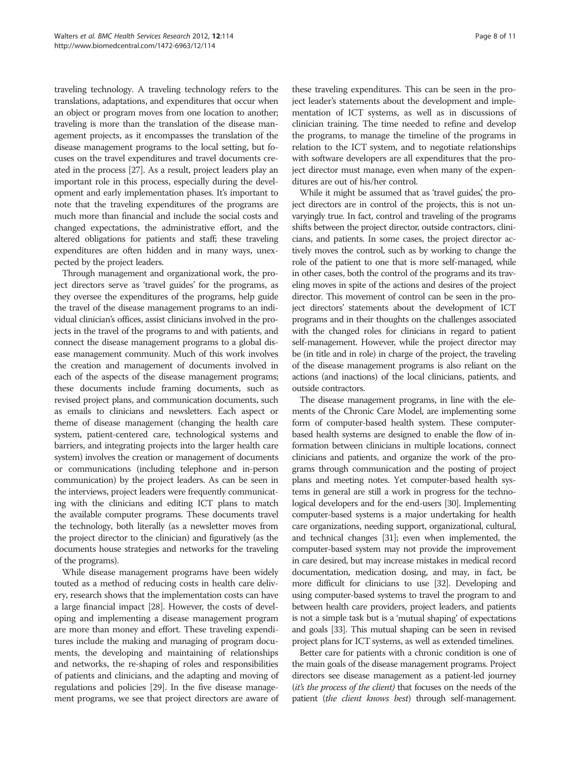traveling technology. A traveling technology refers to the translations, adaptations, and expenditures that occur when an object or program moves from one location to another; traveling is more than the translation of the disease management projects, as it encompasses the translation of the disease management programs to the local setting, but focuses on the travel expenditures and travel documents created in the process [27]. As a result, project leaders play an important role in this process, especially during the development and early implementation phases. It's important to note that the traveling expenditures of the programs are much more than financial and include the social costs and changed expectations, the administrative effort, and the altered obligations for patients and staff; these traveling expenditures are often hidden and in many ways, unexpected by the project leaders.

Through management and organizational work, the project directors serve as 'travel guides' for the programs, as they oversee the expenditures of the programs, help guide the travel of the disease management programs to an individual clinician's offices, assist clinicians involved in the projects in the travel of the programs to and with patients, and connect the disease management programs to a global disease management community. Much of this work involves the creation and management of documents involved in each of the aspects of the disease management programs; these documents include framing documents, such as revised project plans, and communication documents, such as emails to clinicians and newsletters. Each aspect or theme of disease management (changing the health care system, patient-centered care, technological systems and barriers, and integrating projects into the larger health care system) involves the creation or management of documents or communications (including telephone and in-person communication) by the project leaders. As can be seen in the interviews, project leaders were frequently communicating with the clinicians and editing ICT plans to match the available computer programs. These documents travel the technology, both literally (as a newsletter moves from the project director to the clinician) and figuratively (as the documents house strategies and networks for the traveling of the programs).

While disease management programs have been widely touted as a method of reducing costs in health care delivery, research shows that the implementation costs can have a large financial impact [28]. However, the costs of developing and implementing a disease management program are more than money and effort. These traveling expenditures include the making and managing of program documents, the developing and maintaining of relationships and networks, the re-shaping of roles and responsibilities of patients and clinicians, and the adapting and moving of regulations and policies [29]. In the five disease management programs, we see that project directors are aware of these traveling expenditures. This can be seen in the project leader's statements about the development and implementation of ICT systems, as well as in discussions of clinician training. The time needed to refine and develop the programs, to manage the timeline of the programs in relation to the ICT system, and to negotiate relationships with software developers are all expenditures that the project director must manage, even when many of the expenditures are out of his/her control.

While it might be assumed that as 'travel guides', the project directors are in control of the projects, this is not unvaryingly true. In fact, control and traveling of the programs shifts between the project director, outside contractors, clinicians, and patients. In some cases, the project director actively moves the control, such as by working to change the role of the patient to one that is more self-managed, while in other cases, both the control of the programs and its traveling moves in spite of the actions and desires of the project director. This movement of control can be seen in the project directors' statements about the development of ICT programs and in their thoughts on the challenges associated with the changed roles for clinicians in regard to patient self-management. However, while the project director may be (in title and in role) in charge of the project, the traveling of the disease management programs is also reliant on the actions (and inactions) of the local clinicians, patients, and outside contractors.

The disease management programs, in line with the elements of the Chronic Care Model, are implementing some form of computer-based health system. These computer-based health systems are designed to enable the flow of information between clinicians in multiple locations, connect clinicians and patients, and organize the work of the programs through communication and the posting of project plans and meeting notes. Yet computer-based health systems in general are still a work in progress for the technological developers and for the end-users [30]. Implementing computer-based systems is a major undertaking for health care organizations, needing support, organizational, cultural, and technical changes [31]; even when implemented, the computer-based system may not provide the improvement in care desired, but may increase mistakes in medical record documentation, medication dosing, and may, in fact, be more difficult for clinicians to use [32]. Developing and using computer-based systems to travel the program to and between health care providers, project leaders, and patients is not a simple task but is a 'mutual shaping' of expectations and goals [33]. This mutual shaping can be seen in revised project plans for ICT systems, as well as extended timelines.

Better care for patients with a chronic condition is one of the main goals of the disease management programs. Project directors see disease management as a patient-led journey (*it's the process of the client*) that focuses on the needs of the patient (*the client knows best*) through self-management.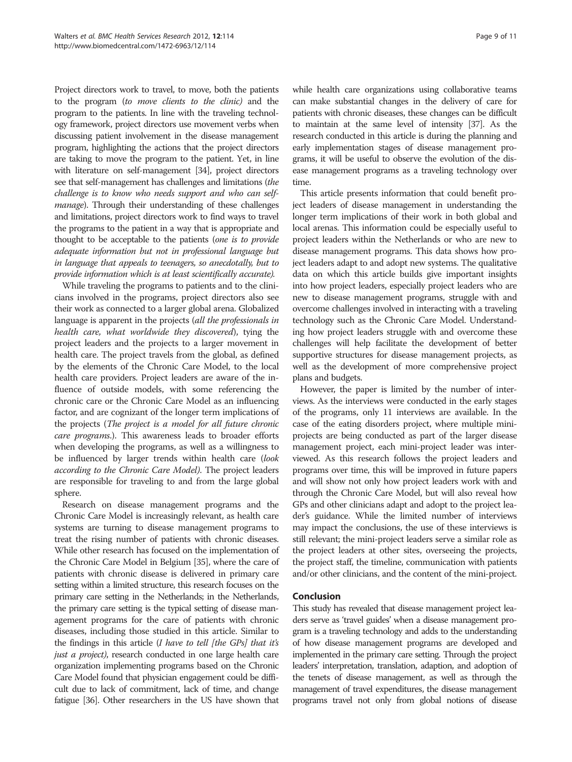Project directors work to travel, to move, both the patients to the program (*to move clients to the clinic)* and the program to the patients. In line with the traveling technology framework, project directors use movement verbs when discussing patient involvement in the disease management program, highlighting the actions that the project directors are taking to move the program to the patient. Yet, in line with literature on self-management [34], project directors see that self-management has challenges and limitations (*the challenge is to know who needs support and who can self-manage*). Through their understanding of these challenges and limitations, project directors work to find ways to travel the programs to the patient in a way that is appropriate and thought to be acceptable to the patients (*one is to provide adequate information but not in professional language but in language that appeals to teenagers, so anecdotally, but to provide information which is at least scientifically accurate).*

While traveling the programs to patients and to the clinicians involved in the programs, project directors also see their work as connected to a larger global arena. Globalized language is apparent in the projects (*all the professionals in health care, what worldwide they discovered*), tying the project leaders and the projects to a larger movement in health care. The project travels from the global, as defined by the elements of the Chronic Care Model, to the local health care providers. Project leaders are aware of the influence of outside models, with some referencing the chronic care or the Chronic Care Model as an influencing factor, and are cognizant of the longer term implications of the projects (*The project is a model for all future chronic care programs.*). This awareness leads to broader efforts when developing the programs, as well as a willingness to be influenced by larger trends within health care (*look according to the Chronic Care Model)*. The project leaders are responsible for traveling to and from the large global sphere.

Research on disease management programs and the Chronic Care Model is increasingly relevant, as health care systems are turning to disease management programs to treat the rising number of patients with chronic diseases. While other research has focused on the implementation of the Chronic Care Model in Belgium [35], where the care of patients with chronic disease is delivered in primary care setting within a limited structure, this research focuses on the primary care setting in the Netherlands; in the Netherlands, the primary care setting is the typical setting of disease management programs for the care of patients with chronic diseases, including those studied in this article. Similar to the findings in this article (*I have to tell [the GPs] that it's just a project)*, research conducted in one large health care organization implementing programs based on the Chronic Care Model found that physician engagement could be difficult due to lack of commitment, lack of time, and change fatigue [36]. Other researchers in the US have shown that while health care organizations using collaborative teams can make substantial changes in the delivery of care for patients with chronic diseases, these changes can be difficult to maintain at the same level of intensity [37]. As the research conducted in this article is during the planning and early implementation stages of disease management programs, it will be useful to observe the evolution of the disease management programs as a traveling technology over time.

This article presents information that could benefit project leaders of disease management in understanding the longer term implications of their work in both global and local arenas. This information could be especially useful to project leaders within the Netherlands or who are new to disease management programs. This data shows how project leaders adapt to and adopt new systems. The qualitative data on which this article builds give important insights into how project leaders, especially project leaders who are new to disease management programs, struggle with and overcome challenges involved in interacting with a traveling technology such as the Chronic Care Model. Understanding how project leaders struggle with and overcome these challenges will help facilitate the development of better supportive structures for disease management projects, as well as the development of more comprehensive project plans and budgets.

However, the paper is limited by the number of interviews. As the interviews were conducted in the early stages of the programs, only 11 interviews are available. In the case of the eating disorders project, where multiple mini-projects are being conducted as part of the larger disease management project, each mini-project leader was interviewed. As this research follows the project leaders and programs over time, this will be improved in future papers and will show not only how project leaders work with and through the Chronic Care Model, but will also reveal how GPs and other clinicians adapt and adopt to the project leader's guidance. While the limited number of interviews may impact the conclusions, the use of these interviews is still relevant; the mini-project leaders serve a similar role as the project leaders at other sites, overseeing the projects, the project staff, the timeline, communication with patients and/or other clinicians, and the content of the mini-project.

## Conclusion

This study has revealed that disease management project leaders serve as 'travel guides' when a disease management program is a traveling technology and adds to the understanding of how disease management programs are developed and implemented in the primary care setting. Through the project leaders' interpretation, translation, adaption, and adoption of the tenets of disease management, as well as through the management of travel expenditures, the disease management programs travel not only from global notions of disease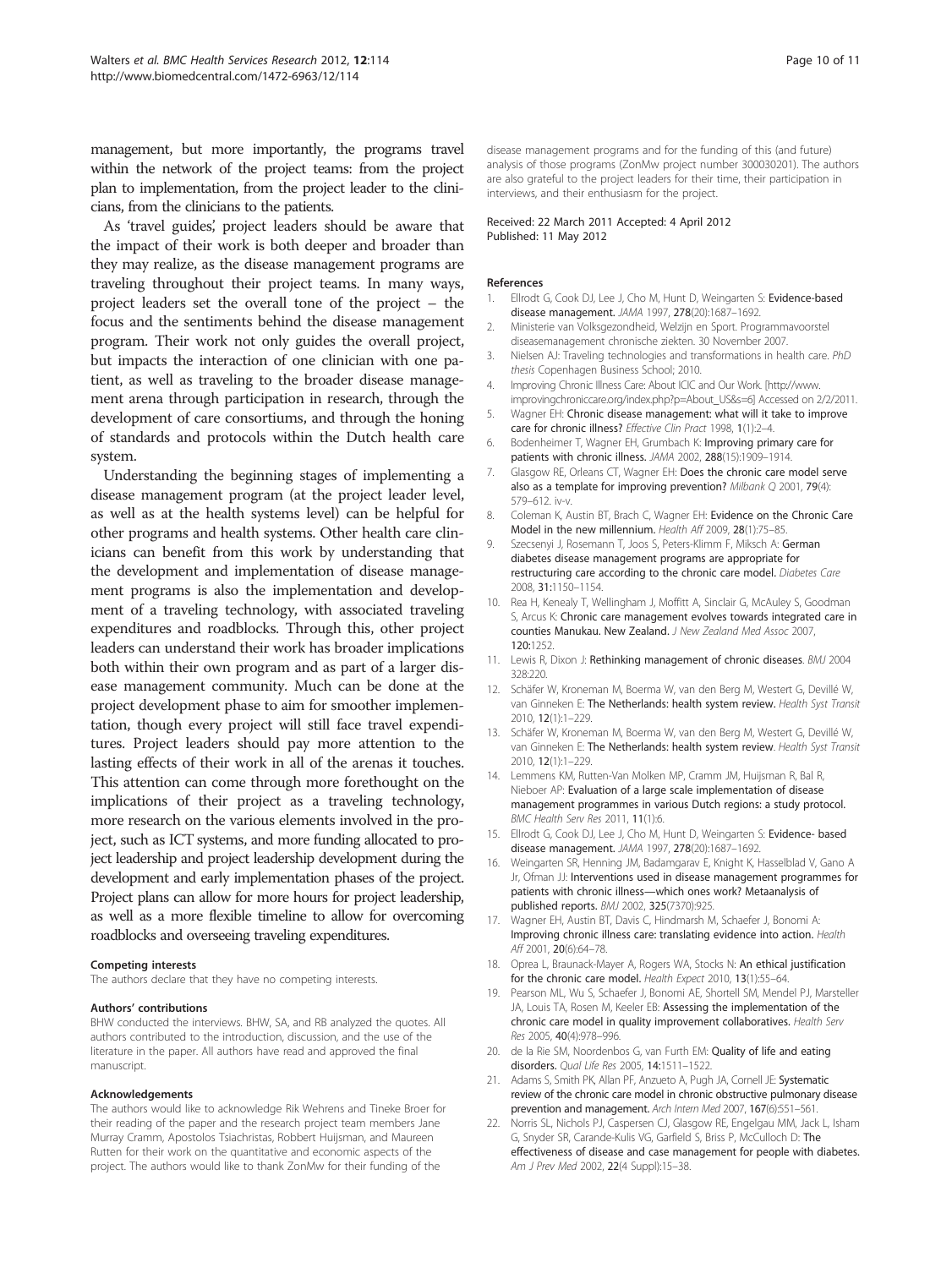management, but more importantly, the programs travel within the network of the project teams: from the project plan to implementation, from the project leader to the clinicians, from the clinicians to the patients.

As 'travel guides,' project leaders should be aware that the impact of their work is both deeper and broader than they may realize, as the disease management programs are traveling throughout their project teams. In many ways, project leaders set the overall tone of the project – the focus and the sentiments behind the disease management program. Their work not only guides the overall project, but impacts the interaction of one clinician with one patient, as well as traveling to the broader disease management arena through participation in research, through the development of care consortiums, and through the honing of standards and protocols within the Dutch health care system.

Understanding the beginning stages of implementing a disease management program (at the project leader level, as well as at the health systems level) can be helpful for other programs and health systems. Other health care clinicians can benefit from this work by understanding that the development and implementation of disease management programs is also the implementation and development of a traveling technology, with associated traveling expenditures and roadblocks. Through this, other project leaders can understand their work has broader implications both within their own program and as part of a larger disease management community. Much can be done at the project development phase to aim for smoother implementation, though every project will still face travel expenditures. Project leaders should pay more attention to the lasting effects of their work in all of the arenas it touches. This attention can come through more forethought on the implications of their project as a traveling technology, more research on the various elements involved in the project, such as ICT systems, and more funding allocated to project leadership and project leadership development during the development and early implementation phases of the project. Project plans can allow for more hours for project leadership, as well as a more flexible timeline to allow for overcoming roadblocks and overseeing traveling expenditures.

#### Competing interests

The authors declare that they have no competing interests.

#### Authors' contributions

BHW conducted the interviews. BHW, SA, and RB analyzed the quotes. All authors contributed to the introduction, discussion, and the use of the literature in the paper. All authors have read and approved the final manuscript.

#### Acknowledgements

The authors would like to acknowledge Rik Wehrens and Tineke Broer for their reading of the paper and the research project team members Jane Murray Cramm, Apostolos Tsiachristas, Robbert Huijsman, and Maureen Rutten for their work on the quantitative and economic aspects of the project. The authors would like to thank ZonMw for their funding of the disease management programs and for the funding of this (and future) analysis of those programs (ZonMw project number 300030201). The authors are also grateful to the project leaders for their time, their participation in interviews, and their enthusiasm for the project.

Received: 22 March 2011 Accepted: 4 April 2012
Published: 11 May 2012

#### References

1. Ellrodt G, Cook DJ, Lee J, Cho M, Hunt D, Weingarten S: **Evidence-based disease management.** *JAMA* 1997, **278**(20):1687–1692.
2. Ministerie van Volksgezondheid, Welzijn en Sport. Programmavoorstel diseasemanagement chronische ziekten. 30 November 2007.
3. Nielsen AJ: Traveling technologies and transformations in health care. *PhD thesis* Copenhagen Business School; 2010.
4. Improving Chronic Illness Care: About ICIC and Our Work. [http://www.improvingchroniccare.org/index.php?p=About_US&s=6] Accessed on 2/2/2011.
5. Wagner EH: **Chronic disease management: what will it take to improve care for chronic illness?** *Effective Clin Pract* 1998, **1**(1):2–4.
6. Bodenheimer T, Wagner EH, Grumbach K: **Improving primary care for patients with chronic illness.** *JAMA* 2002, **288**(15):1909–1914.
7. Glasgow RE, Orleans CT, Wagner EH: **Does the chronic care model serve also as a template for improving prevention?** *Milbank Q* 2001, **79**(4): 579–612. iv-v.
8. Coleman K, Austin BT, Brach C, Wagner EH: **Evidence on the Chronic Care Model in the new millennium.** *Health Aff* 2009, **28**(1):75–85.
9. Szecsenyi J, Rosemann T, Joos S, Peters-Klimm F, Miksch A: **German diabetes disease management programs are appropriate for restructuring care according to the chronic care model.** *Diabetes Care* 2008, **31**:1150–1154.
10. Rea H, Kenealy T, Wellingham J, Moffitt A, Sinclair G, McAuley S, Goodman S, Arcus K: **Chronic care management evolves towards integrated care in counties Manukau. New Zealand.** *J New Zealand Med Assoc* 2007, **120**:1252.
11. Lewis R, Dixon J: **Rethinking management of chronic diseases.** *BMJ* 2004 328:220.
12. Schäfer W, Kroneman M, Boerma W, van den Berg M, Westert G, Devillé W, van Ginneken E: **The Netherlands: health system review.** *Health Syst Transit* 2010, **12**(1):1–229.
13. Schäfer W, Kroneman M, Boerma W, van den Berg M, Westert G, Devillé W, van Ginneken E: **The Netherlands: health system review.** *Health Syst Transit* 2010, **12**(1):1–229.
14. Lemmens KM, Rutten-Van Molken MP, Cramm JM, Huijsman R, Bal R, Nieboer AP: **Evaluation of a large scale implementation of disease management programmes in various Dutch regions: a study protocol.** *BMC Health Serv Res* 2011, **11**(1):6.
15. Ellrodt G, Cook DJ, Lee J, Cho M, Hunt D, Weingarten S: **Evidence- based disease management.** *JAMA* 1997, **278**(20):1687–1692.
16. Weingarten SR, Henning JM, Badamgarav E, Knight K, Hasselblad V, Gano A Jr, Ofman JJ: **Interventions used in disease management programmes for patients with chronic illness—which ones work? Metaanalysis of published reports.** *BMJ* 2002, **325**(7370):925.
17. Wagner EH, Austin BT, Davis C, Hindmarsh M, Schaefer J, Bonomi A: **Improving chronic illness care: translating evidence into action.** *Health Aff* 2001, **20**(6):64–78.
18. Oprea L, Braunack-Mayer A, Rogers WA, Stocks N: **An ethical justification for the chronic care model.** *Health Expect* 2010, **13**(1):55–64.
19. Pearson ML, Wu S, Schaefer J, Bonomi AE, Shortell SM, Mendel PJ, Marsteller JA, Louis TA, Rosen M, Keeler EB: **Assessing the implementation of the chronic care model in quality improvement collaboratives.** *Health Serv Res* 2005, **40**(4):978–996.
20. de la Rie SM, Noordenbos G, van Furth EM: **Quality of life and eating disorders.** *Qual Life Res* 2005, **14**:1511–1522.
21. Adams S, Smith PK, Allan PF, Anzueto A, Pugh JA, Cornell JE: **Systematic review of the chronic care model in chronic obstructive pulmonary disease prevention and management.** *Arch Intern Med* 2007, **167**(6):551–561.
22. Norris SL, Nichols PJ, Caspersen CJ, Glasgow RE, Engelgau MM, Jack L, Isham G, Snyder SR, Carande-Kulis VG, Garfield S, Briss P, McCulloch D: **The effectiveness of disease and case management for people with diabetes.** *Am J Prev Med* 2002, **22**(4 Suppl):15–38.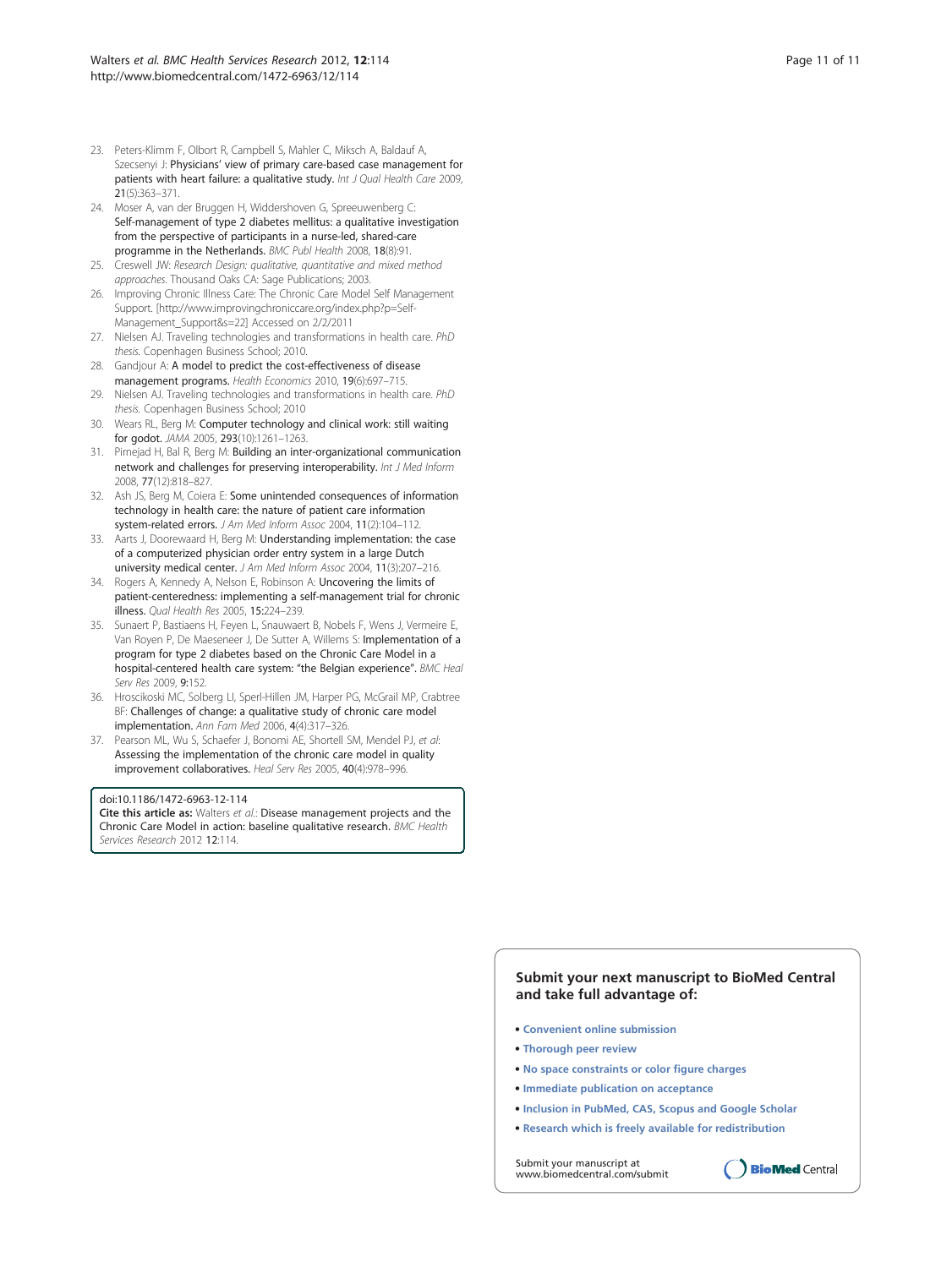23. Peters-Klimm F, Olbort R, Campbell S, Mahler C, Miksch A, Baldauf A, Szecsenyi J: **Physicians' view of primary care-based case management for patients with heart failure: a qualitative study.** *Int J Qual Health Care* 2009, **21**(5):363–371.
24. Moser A, van der Bruggen H, Widdershoven G, Spreeuwenberg C: **Self-management of type 2 diabetes mellitus: a qualitative investigation from the perspective of participants in a nurse-led, shared-care programme in the Netherlands.** *BMC Publ Health* 2008, **18**(8):91.
25. Creswell JW: *Research Design: qualitative, quantitative and mixed method approaches*. Thousand Oaks CA: Sage Publications; 2003.
26. Improving Chronic Illness Care: The Chronic Care Model Self Management Support. [http://www.improvingchroniccare.org/index.php?p=Self-Management_Support&s=22] Accessed on 2/2/2011
27. Nielsen AJ. Traveling technologies and transformations in health care. *PhD thesis*. Copenhagen Business School; 2010.
28. Gandjour A: **A model to predict the cost-effectiveness of disease management programs.** *Health Economics* 2010, **19**(6):697–715.
29. Nielsen AJ. Traveling technologies and transformations in health care. *PhD thesis*. Copenhagen Business School; 2010
30. Wears RL, Berg M: **Computer technology and clinical work: still waiting for godot.** *JAMA* 2005, **293**(10):1261–1263.
31. Pirnejad H, Bal R, Berg M: **Building an inter-organizational communication network and challenges for preserving interoperability.** *Int J Med Inform* 2008, **77**(12):818–827.
32. Ash JS, Berg M, Coiera E: **Some unintended consequences of information technology in health care: the nature of patient care information system-related errors.** *J Am Med Inform Assoc* 2004, **11**(2):104–112.
33. Aarts J, Doorewaard H, Berg M: **Understanding implementation: the case of a computerized physician order entry system in a large Dutch university medical center.** *J Am Med Inform Assoc* 2004, **11**(3):207–216.
34. Rogers A, Kennedy A, Nelson E, Robinson A: **Uncovering the limits of patient-centeredness: implementing a self-management trial for chronic illness.** *Qual Health Res* 2005, **15**:224–239.
35. Sunaert P, Bastiaens H, Feyen L, Snauwaert B, Nobels F, Wens J, Vermeire E, Van Royen P, De Maeseneer J, De Sutter A, Willems S: **Implementation of a program for type 2 diabetes based on the Chronic Care Model in a hospital-centered health care system: "the Belgian experience".** *BMC Heal Serv Res* 2009, **9**:152.
36. Hroscikoski MC, Solberg LI, Sperl-Hillen JM, Harper PG, McGrail MP, Crabtree BF: **Challenges of change: a qualitative study of chronic care model implementation.** *Ann Fam Med* 2006, **4**(4):317–326.
37. Pearson ML, Wu S, Schaefer J, Bonomi AE, Shortell SM, Mendel PJ, *et al*: **Assessing the implementation of the chronic care model in quality improvement collaboratives.** *Heal Serv Res* 2005, **40**(4):978–996.

doi:10.1186/1472-6963-12-114
**Cite this article as:** Walters *et al.*: Disease management projects and the Chronic Care Model in action: baseline qualitative research. *BMC Health Services Research* 2012 **12**:114.

**Submit your next manuscript to BioMed Central and take full advantage of:**

- **Convenient online submission**
- **Thorough peer review**
- **No space constraints or color figure charges**
- **Immediate publication on acceptance**
- **Inclusion in PubMed, CAS, Scopus and Google Scholar**
- **Research which is freely available for redistribution**

Submit your manuscript at
www.biomedcentral.com/submit

BioMed Central